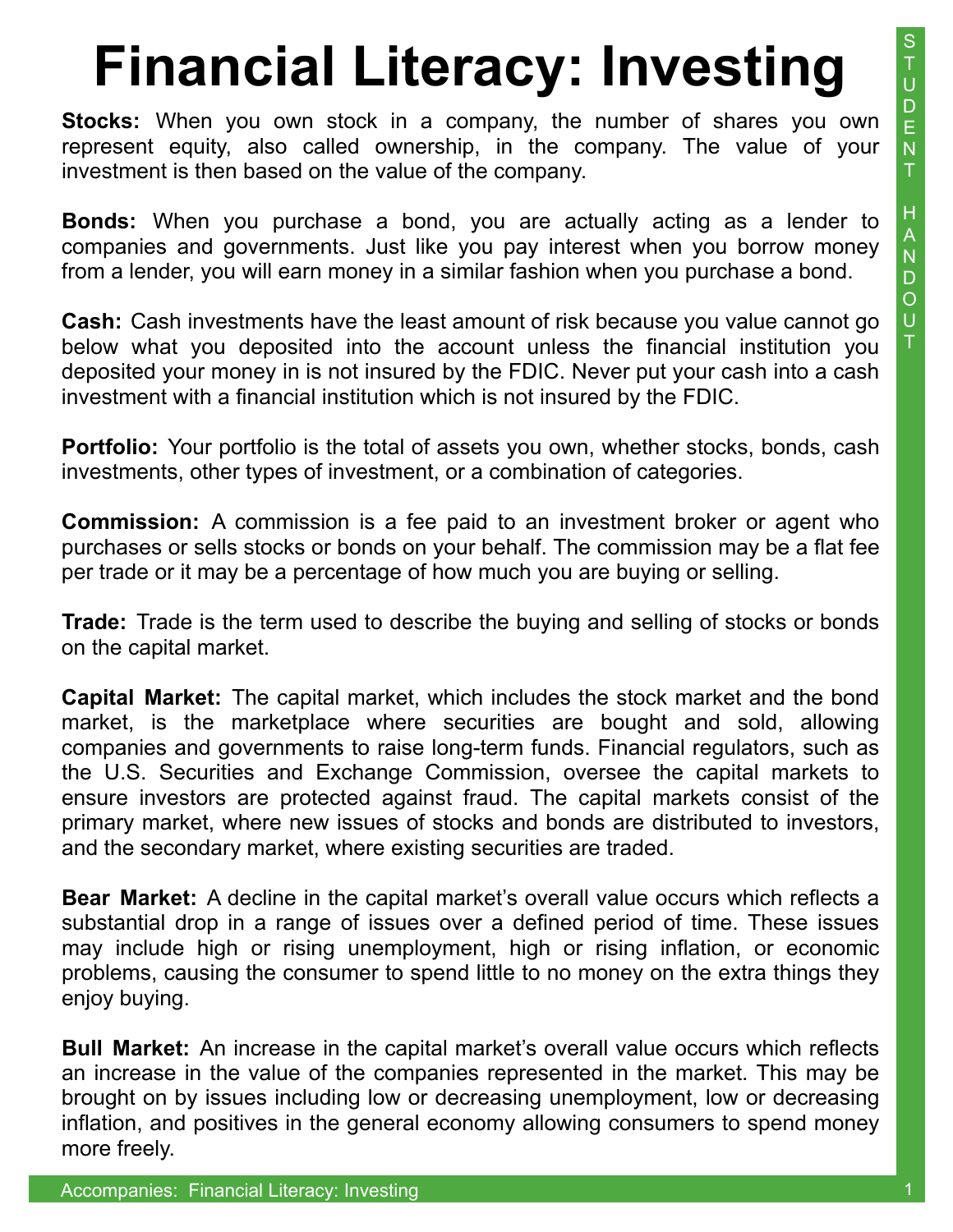# Financial Literacy: Investing

**Stocks:** When you own stock in a company, the number of shares you own represent equity, also called ownership, in the company. The value of your investment is then based on the value of the company.

**Bonds:** When you purchase a bond, you are actually acting as a lender to companies and governments. Just like you pay interest when you borrow money from a lender, you will earn money in a similar fashion when you purchase a bond.

**Cash:** Cash investments have the least amount of risk because you value cannot go below what you deposited into the account unless the financial institution you deposited your money in is not insured by the FDIC. Never put your cash into a cash investment with a financial institution which is not insured by the FDIC.

**Portfolio:** Your portfolio is the total of assets you own, whether stocks, bonds, cash investments, other types of investment, or a combination of categories.

**Commission:** A commission is a fee paid to an investment broker or agent who purchases or sells stocks or bonds on your behalf. The commission may be a flat fee per trade or it may be a percentage of how much you are buying or selling.

**Trade:** Trade is the term used to describe the buying and selling of stocks or bonds on the capital market.

**Capital Market:** The capital market, which includes the stock market and the bond market, is the marketplace where securities are bought and sold, allowing companies and governments to raise long-term funds. Financial regulators, such as the U.S. Securities and Exchange Commission, oversee the capital markets to ensure investors are protected against fraud. The capital markets consist of the primary market, where new issues of stocks and bonds are distributed to investors, and the secondary market, where existing securities are traded.

**Bear Market:** A decline in the capital market's overall value occurs which reflects a substantial drop in a range of issues over a defined period of time. These issues may include high or rising unemployment, high or rising inflation, or economic problems, causing the consumer to spend little to no money on the extra things they enjoy buying.

**Bull Market:** An increase in the capital market's overall value occurs which reflects an increase in the value of the companies represented in the market. This may be brought on by issues including low or decreasing unemployment, low or decreasing inflation, and positives in the general economy allowing consumers to spend money more freely.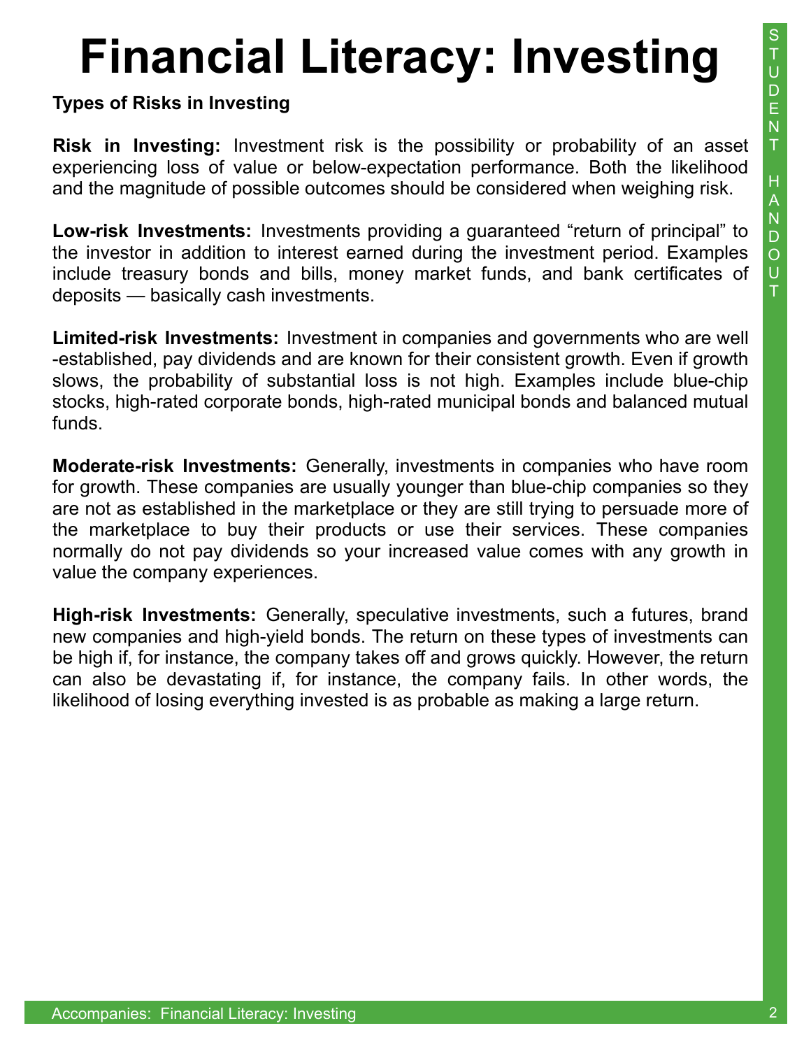# Financial Literacy: Investing

**Types of Risks in Investing**

**Risk in Investing:** Investment risk is the possibility or probability of an asset experiencing loss of value or below-expectation performance. Both the likelihood and the magnitude of possible outcomes should be considered when weighing risk.

**Low-risk Investments:** Investments providing a guaranteed "return of principal" to the investor in addition to interest earned during the investment period. Examples include treasury bonds and bills, money market funds, and bank certificates of deposits — basically cash investments.

**Limited-risk Investments:** Investment in companies and governments who are well -established, pay dividends and are known for their consistent growth. Even if growth slows, the probability of substantial loss is not high. Examples include blue-chip stocks, high-rated corporate bonds, high-rated municipal bonds and balanced mutual funds.

**Moderate-risk Investments:** Generally, investments in companies who have room for growth. These companies are usually younger than blue-chip companies so they are not as established in the marketplace or they are still trying to persuade more of the marketplace to buy their products or use their services. These companies normally do not pay dividends so your increased value comes with any growth in value the company experiences.

**High-risk Investments:** Generally, speculative investments, such a futures, brand new companies and high-yield bonds. The return on these types of investments can be high if, for instance, the company takes off and grows quickly. However, the return can also be devastating if, for instance, the company fails. In other words, the likelihood of losing everything invested is as probable as making a large return.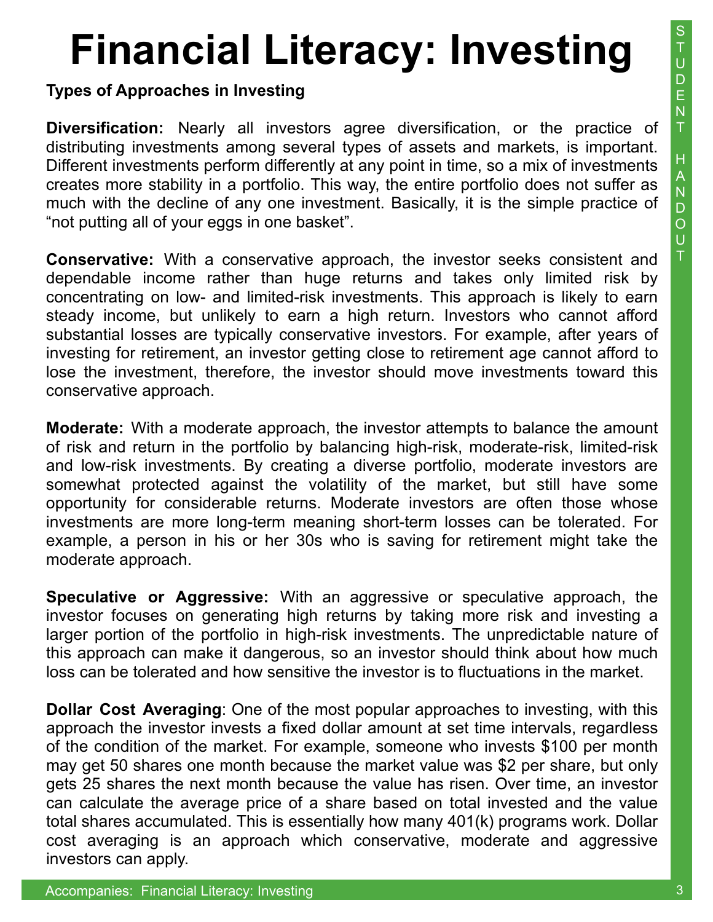# Financial Literacy: Investing

**Types of Approaches in Investing**

**Diversification:** Nearly all investors agree diversification, or the practice of distributing investments among several types of assets and markets, is important. Different investments perform differently at any point in time, so a mix of investments creates more stability in a portfolio. This way, the entire portfolio does not suffer as much with the decline of any one investment. Basically, it is the simple practice of "not putting all of your eggs in one basket".

**Conservative:** With a conservative approach, the investor seeks consistent and dependable income rather than huge returns and takes only limited risk by concentrating on low- and limited-risk investments. This approach is likely to earn steady income, but unlikely to earn a high return. Investors who cannot afford substantial losses are typically conservative investors. For example, after years of investing for retirement, an investor getting close to retirement age cannot afford to lose the investment, therefore, the investor should move investments toward this conservative approach.

**Moderate:** With a moderate approach, the investor attempts to balance the amount of risk and return in the portfolio by balancing high-risk, moderate-risk, limited-risk and low-risk investments. By creating a diverse portfolio, moderate investors are somewhat protected against the volatility of the market, but still have some opportunity for considerable returns. Moderate investors are often those whose investments are more long-term meaning short-term losses can be tolerated. For example, a person in his or her 30s who is saving for retirement might take the moderate approach.

**Speculative or Aggressive:** With an aggressive or speculative approach, the investor focuses on generating high returns by taking more risk and investing a larger portion of the portfolio in high-risk investments. The unpredictable nature of this approach can make it dangerous, so an investor should think about how much loss can be tolerated and how sensitive the investor is to fluctuations in the market.

**Dollar Cost Averaging**: One of the most popular approaches to investing, with this approach the investor invests a fixed dollar amount at set time intervals, regardless of the condition of the market. For example, someone who invests $100 per month may get 50 shares one month because the market value was $2 per share, but only gets 25 shares the next month because the value has risen. Over time, an investor can calculate the average price of a share based on total invested and the value total shares accumulated. This is essentially how many 401(k) programs work. Dollar cost averaging is an approach which conservative, moderate and aggressive investors can apply.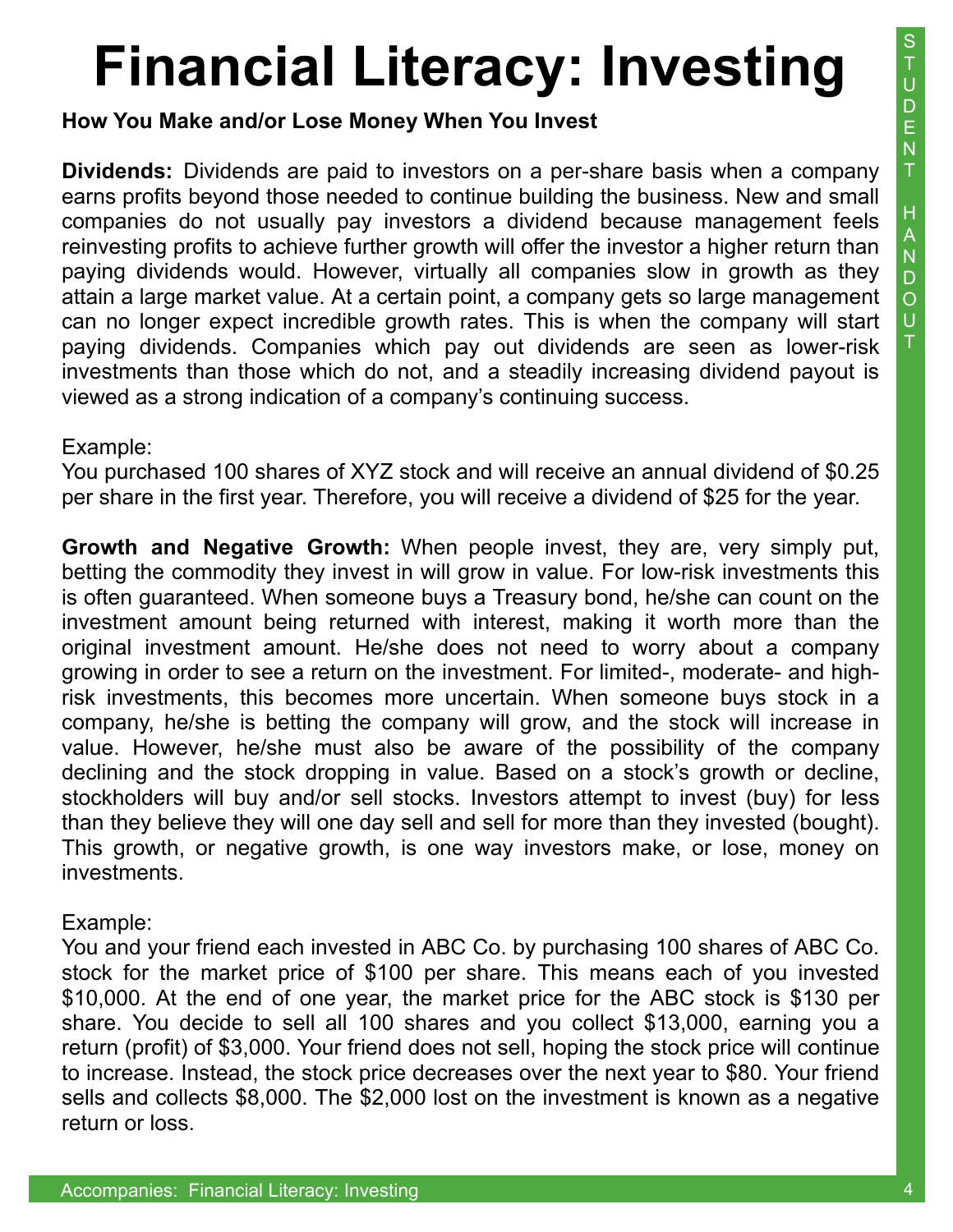# Financial Literacy: Investing

**How You Make and/or Lose Money When You Invest**

**Dividends:** Dividends are paid to investors on a per-share basis when a company earns profits beyond those needed to continue building the business. New and small companies do not usually pay investors a dividend because management feels reinvesting profits to achieve further growth will offer the investor a higher return than paying dividends would. However, virtually all companies slow in growth as they attain a large market value. At a certain point, a company gets so large management can no longer expect incredible growth rates. This is when the company will start paying dividends. Companies which pay out dividends are seen as lower-risk investments than those which do not, and a steadily increasing dividend payout is viewed as a strong indication of a company's continuing success.

Example:
You purchased 100 shares of XYZ stock and will receive an annual dividend of $0.25 per share in the first year. Therefore, you will receive a dividend of $25 for the year.

**Growth and Negative Growth:** When people invest, they are, very simply put, betting the commodity they invest in will grow in value. For low-risk investments this is often guaranteed. When someone buys a Treasury bond, he/she can count on the investment amount being returned with interest, making it worth more than the original investment amount. He/she does not need to worry about a company growing in order to see a return on the investment. For limited-, moderate- and high-risk investments, this becomes more uncertain. When someone buys stock in a company, he/she is betting the company will grow, and the stock will increase in value. However, he/she must also be aware of the possibility of the company declining and the stock dropping in value. Based on a stock's growth or decline, stockholders will buy and/or sell stocks. Investors attempt to invest (buy) for less than they believe they will one day sell and sell for more than they invested (bought). This growth, or negative growth, is one way investors make, or lose, money on investments.

Example:
You and your friend each invested in ABC Co. by purchasing 100 shares of ABC Co. stock for the market price of $100 per share. This means each of you invested $10,000. At the end of one year, the market price for the ABC stock is $130 per share. You decide to sell all 100 shares and you collect $13,000, earning you a return (profit) of $3,000. Your friend does not sell, hoping the stock price will continue to increase. Instead, the stock price decreases over the next year to $80. Your friend sells and collects $8,000. The $2,000 lost on the investment is known as a negative return or loss.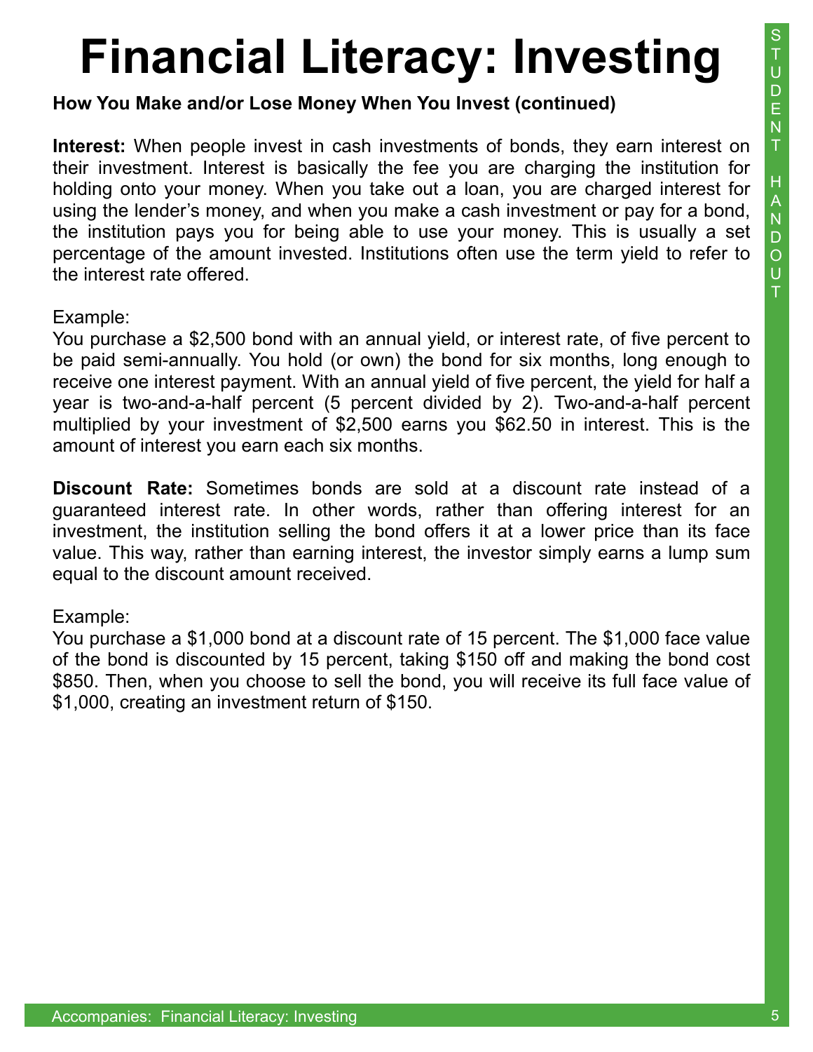# Financial Literacy: Investing

**How You Make and/or Lose Money When You Invest (continued)**

**Interest:** When people invest in cash investments of bonds, they earn interest on their investment. Interest is basically the fee you are charging the institution for holding onto your money. When you take out a loan, you are charged interest for using the lender's money, and when you make a cash investment or pay for a bond, the institution pays you for being able to use your money. This is usually a set percentage of the amount invested. Institutions often use the term yield to refer to the interest rate offered.

Example:
You purchase a $2,500 bond with an annual yield, or interest rate, of five percent to be paid semi-annually. You hold (or own) the bond for six months, long enough to receive one interest payment. With an annual yield of five percent, the yield for half a year is two-and-a-half percent (5 percent divided by 2). Two-and-a-half percent multiplied by your investment of $2,500 earns you $62.50 in interest. This is the amount of interest you earn each six months.

**Discount Rate:** Sometimes bonds are sold at a discount rate instead of a guaranteed interest rate. In other words, rather than offering interest for an investment, the institution selling the bond offers it at a lower price than its face value. This way, rather than earning interest, the investor simply earns a lump sum equal to the discount amount received.

Example:
You purchase a $1,000 bond at a discount rate of 15 percent. The $1,000 face value of the bond is discounted by 15 percent, taking $150 off and making the bond cost $850. Then, when you choose to sell the bond, you will receive its full face value of $1,000, creating an investment return of $150.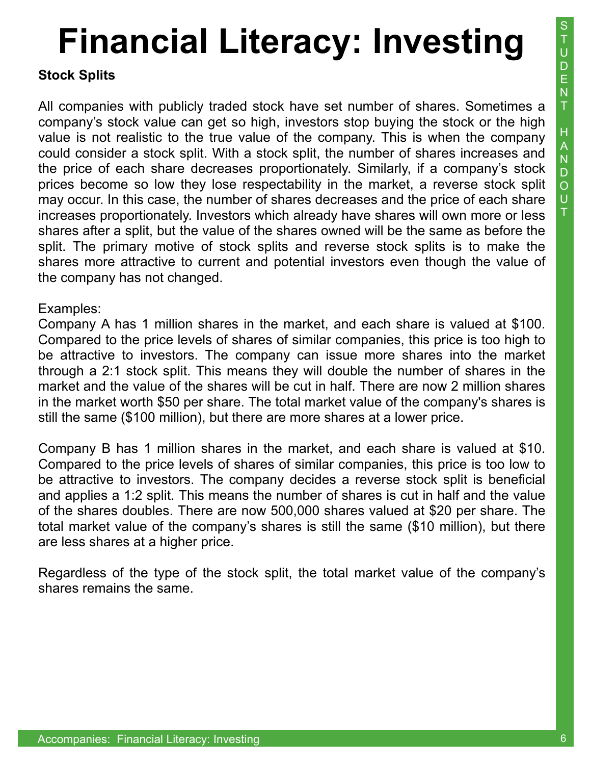# Financial Literacy: Investing

**Stock Splits**

All companies with publicly traded stock have set number of shares. Sometimes a company's stock value can get so high, investors stop buying the stock or the high value is not realistic to the true value of the company. This is when the company could consider a stock split. With a stock split, the number of shares increases and the price of each share decreases proportionately. Similarly, if a company's stock prices become so low they lose respectability in the market, a reverse stock split may occur. In this case, the number of shares decreases and the price of each share increases proportionately. Investors which already have shares will own more or less shares after a split, but the value of the shares owned will be the same as before the split. The primary motive of stock splits and reverse stock splits is to make the shares more attractive to current and potential investors even though the value of the company has not changed.

Examples:
Company A has 1 million shares in the market, and each share is valued at $100. Compared to the price levels of shares of similar companies, this price is too high to be attractive to investors. The company can issue more shares into the market through a 2:1 stock split. This means they will double the number of shares in the market and the value of the shares will be cut in half. There are now 2 million shares in the market worth $50 per share. The total market value of the company's shares is still the same ($100 million), but there are more shares at a lower price.

Company B has 1 million shares in the market, and each share is valued at $10. Compared to the price levels of shares of similar companies, this price is too low to be attractive to investors. The company decides a reverse stock split is beneficial and applies a 1:2 split. This means the number of shares is cut in half and the value of the shares doubles. There are now 500,000 shares valued at $20 per share. The total market value of the company's shares is still the same ($10 million), but there are less shares at a higher price.

Regardless of the type of the stock split, the total market value of the company's shares remains the same.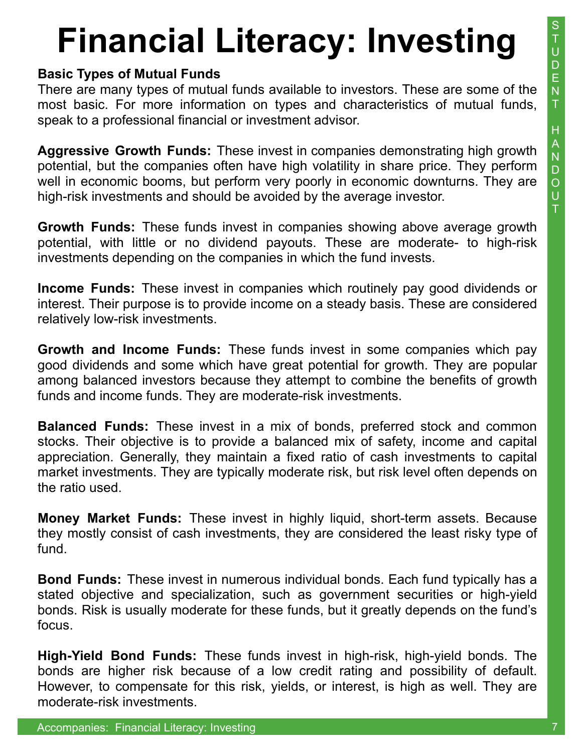# Financial Literacy: Investing

**Basic Types of Mutual Funds**

There are many types of mutual funds available to investors. These are some of the most basic. For more information on types and characteristics of mutual funds, speak to a professional financial or investment advisor.

**Aggressive Growth Funds:** These invest in companies demonstrating high growth potential, but the companies often have high volatility in share price. They perform well in economic booms, but perform very poorly in economic downturns. They are high-risk investments and should be avoided by the average investor.

**Growth Funds:** These funds invest in companies showing above average growth potential, with little or no dividend payouts. These are moderate- to high-risk investments depending on the companies in which the fund invests.

**Income Funds:** These invest in companies which routinely pay good dividends or interest. Their purpose is to provide income on a steady basis. These are considered relatively low-risk investments.

**Growth and Income Funds:** These funds invest in some companies which pay good dividends and some which have great potential for growth. They are popular among balanced investors because they attempt to combine the benefits of growth funds and income funds. They are moderate-risk investments.

**Balanced Funds:** These invest in a mix of bonds, preferred stock and common stocks. Their objective is to provide a balanced mix of safety, income and capital appreciation. Generally, they maintain a fixed ratio of cash investments to capital market investments. They are typically moderate risk, but risk level often depends on the ratio used.

**Money Market Funds:** These invest in highly liquid, short-term assets. Because they mostly consist of cash investments, they are considered the least risky type of fund.

**Bond Funds:** These invest in numerous individual bonds. Each fund typically has a stated objective and specialization, such as government securities or high-yield bonds. Risk is usually moderate for these funds, but it greatly depends on the fund's focus.

**High-Yield Bond Funds:** These funds invest in high-risk, high-yield bonds. The bonds are higher risk because of a low credit rating and possibility of default. However, to compensate for this risk, yields, or interest, is high as well. They are moderate-risk investments.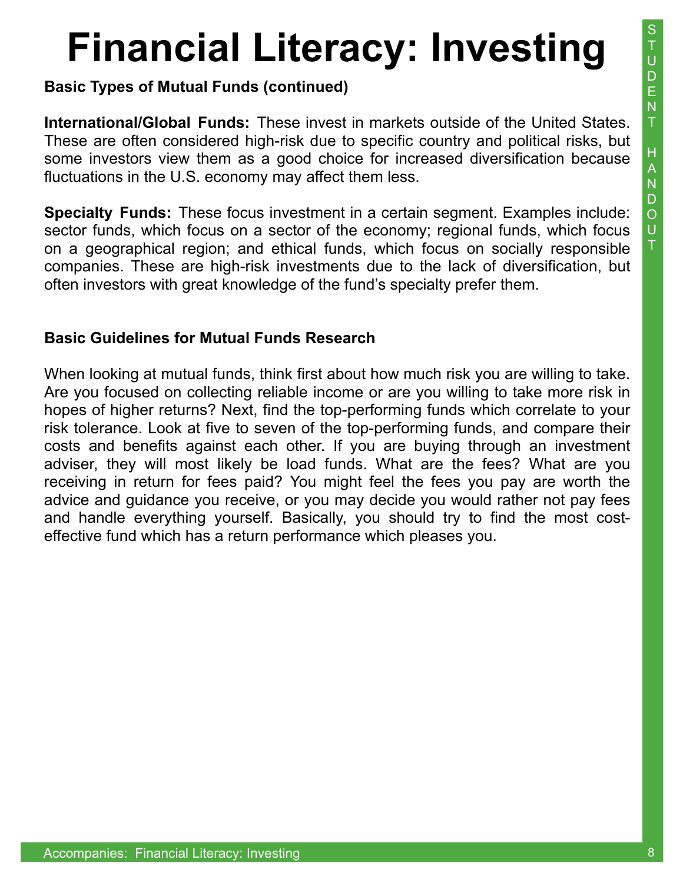# Financial Literacy: Investing

**Basic Types of Mutual Funds (continued)**

**International/Global Funds:** These invest in markets outside of the United States. These are often considered high-risk due to specific country and political risks, but some investors view them as a good choice for increased diversification because fluctuations in the U.S. economy may affect them less.

**Specialty Funds:** These focus investment in a certain segment. Examples include: sector funds, which focus on a sector of the economy; regional funds, which focus on a geographical region; and ethical funds, which focus on socially responsible companies. These are high-risk investments due to the lack of diversification, but often investors with great knowledge of the fund's specialty prefer them.

**Basic Guidelines for Mutual Funds Research**

When looking at mutual funds, think first about how much risk you are willing to take. Are you focused on collecting reliable income or are you willing to take more risk in hopes of higher returns? Next, find the top-performing funds which correlate to your risk tolerance. Look at five to seven of the top-performing funds, and compare their costs and benefits against each other. If you are buying through an investment adviser, they will most likely be load funds. What are the fees? What are you receiving in return for fees paid? You might feel the fees you pay are worth the advice and guidance you receive, or you may decide you would rather not pay fees and handle everything yourself. Basically, you should try to find the most cost-effective fund which has a return performance which pleases you.